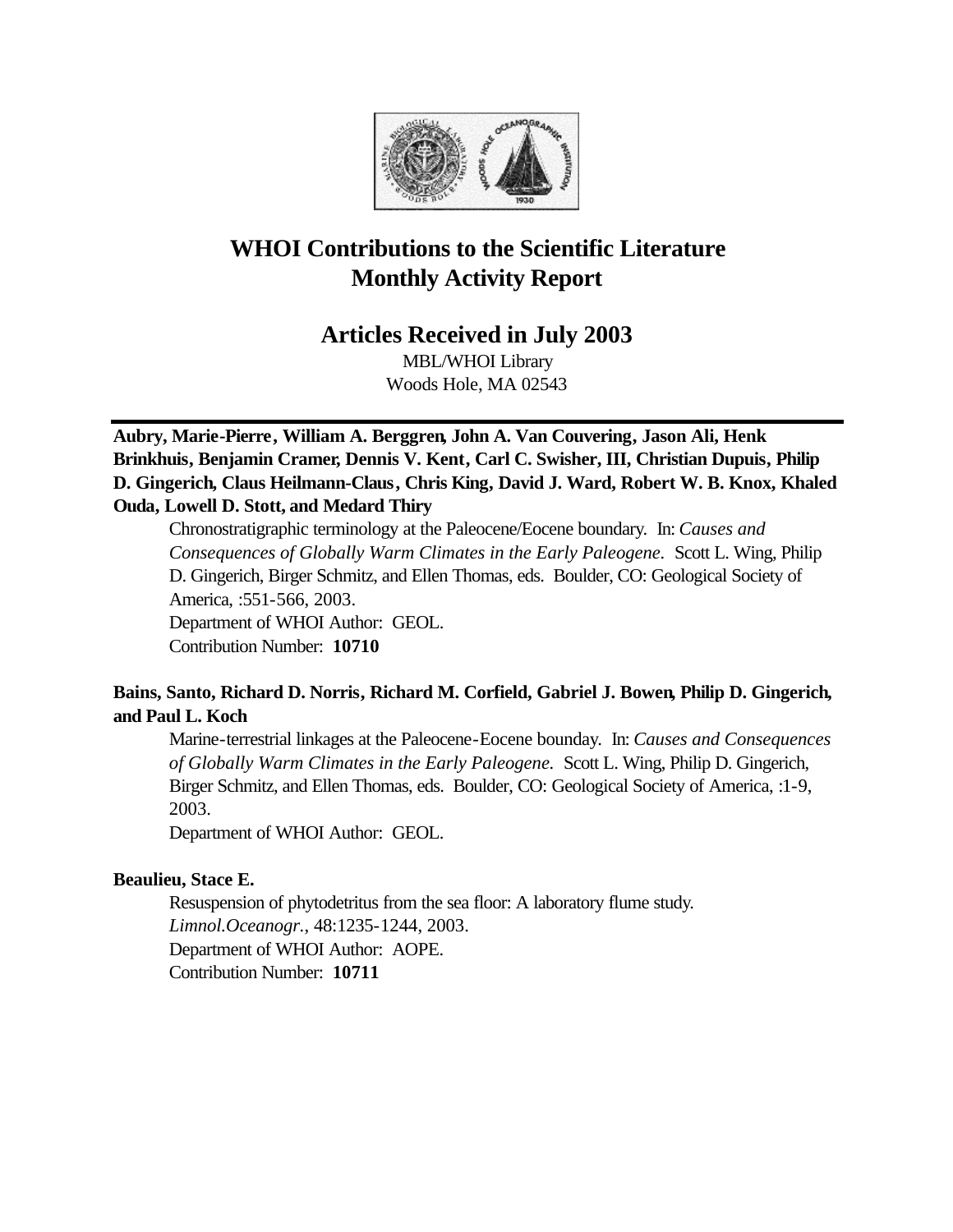# WHOI Contributions to the Scientific Literature
# Monthly Activity Report

## Articles Received in July 2003

MBL/WHOI Library
Woods Hole, MA 02543

---

**Aubry, Marie-Pierre, William A. Berggren, John A. Van Couvering, Jason Ali, Henk Brinkhuis, Benjamin Cramer, Dennis V. Kent, Carl C. Swisher, III, Christian Dupuis, Philip D. Gingerich, Claus Heilmann-Claus, Chris King, David J. Ward, Robert W. B. Knox, Khaled Ouda, Lowell D. Stott, and Medard Thiry**

Chronostratigraphic terminology at the Paleocene/Eocene boundary. In: *Causes and Consequences of Globally Warm Climates in the Early Paleogene.* Scott L. Wing, Philip D. Gingerich, Birger Schmitz, and Ellen Thomas, eds. Boulder, CO: Geological Society of America, :551-566, 2003.
Department of WHOI Author: GEOL.
Contribution Number: **10710**

**Bains, Santo, Richard D. Norris, Richard M. Corfield, Gabriel J. Bowen, Philip D. Gingerich, and Paul L. Koch**

Marine-terrestrial linkages at the Paleocene-Eocene bounday. In: *Causes and Consequences of Globally Warm Climates in the Early Paleogene.* Scott L. Wing, Philip D. Gingerich, Birger Schmitz, and Ellen Thomas, eds. Boulder, CO: Geological Society of America, :1-9, 2003.
Department of WHOI Author: GEOL.

**Beaulieu, Stace E.**

Resuspension of phytodetritus from the sea floor: A laboratory flume study. *Limnol.Oceanogr.*, 48:1235-1244, 2003.
Department of WHOI Author: AOPE.
Contribution Number: **10711**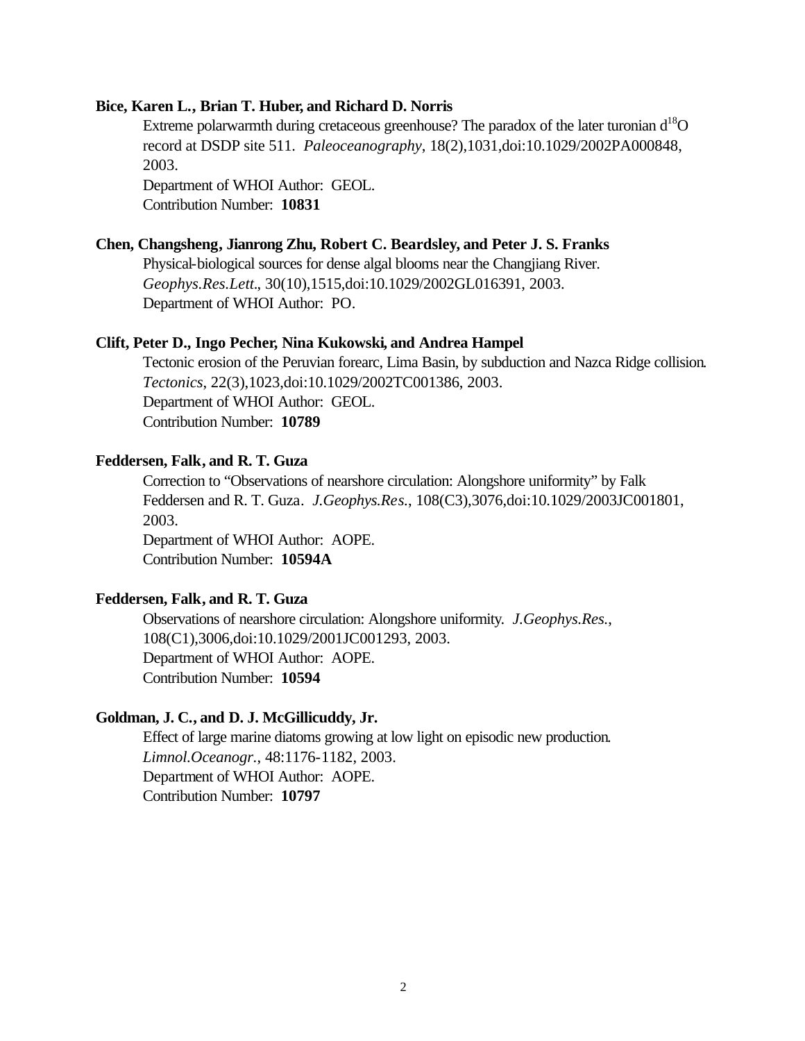**Bice, Karen L., Brian T. Huber, and Richard D. Norris**

Extreme polarwarmth during cretaceous greenhouse? The paradox of the later turonian $d^{18}O$ record at DSDP site 511. *Paleoceanography*, 18(2),1031,doi:10.1029/2002PA000848, 2003.
Department of WHOI Author: GEOL.
Contribution Number: **10831**

**Chen, Changsheng, Jianrong Zhu, Robert C. Beardsley, and Peter J. S. Franks**

Physical-biological sources for dense algal blooms near the Changjiang River. *Geophys.Res.Lett*., 30(10),1515,doi:10.1029/2002GL016391, 2003.
Department of WHOI Author: PO.

**Clift, Peter D., Ingo Pecher, Nina Kukowski, and Andrea Hampel**

Tectonic erosion of the Peruvian forearc, Lima Basin, by subduction and Nazca Ridge collision. *Tectonics*, 22(3),1023,doi:10.1029/2002TC001386, 2003.
Department of WHOI Author: GEOL.
Contribution Number: **10789**

**Feddersen, Falk, and R. T. Guza**

Correction to "Observations of nearshore circulation: Alongshore uniformity" by Falk Feddersen and R. T. Guza. *J.Geophys.Res.*, 108(C3),3076,doi:10.1029/2003JC001801, 2003.
Department of WHOI Author: AOPE.
Contribution Number: **10594A**

**Feddersen, Falk, and R. T. Guza**

Observations of nearshore circulation: Alongshore uniformity. *J.Geophys.Res.*, 108(C1),3006,doi:10.1029/2001JC001293, 2003.
Department of WHOI Author: AOPE.
Contribution Number: **10594**

**Goldman, J. C., and D. J. McGillicuddy, Jr.**

Effect of large marine diatoms growing at low light on episodic new production. *Limnol.Oceanogr.*, 48:1176-1182, 2003.
Department of WHOI Author: AOPE.
Contribution Number: **10797**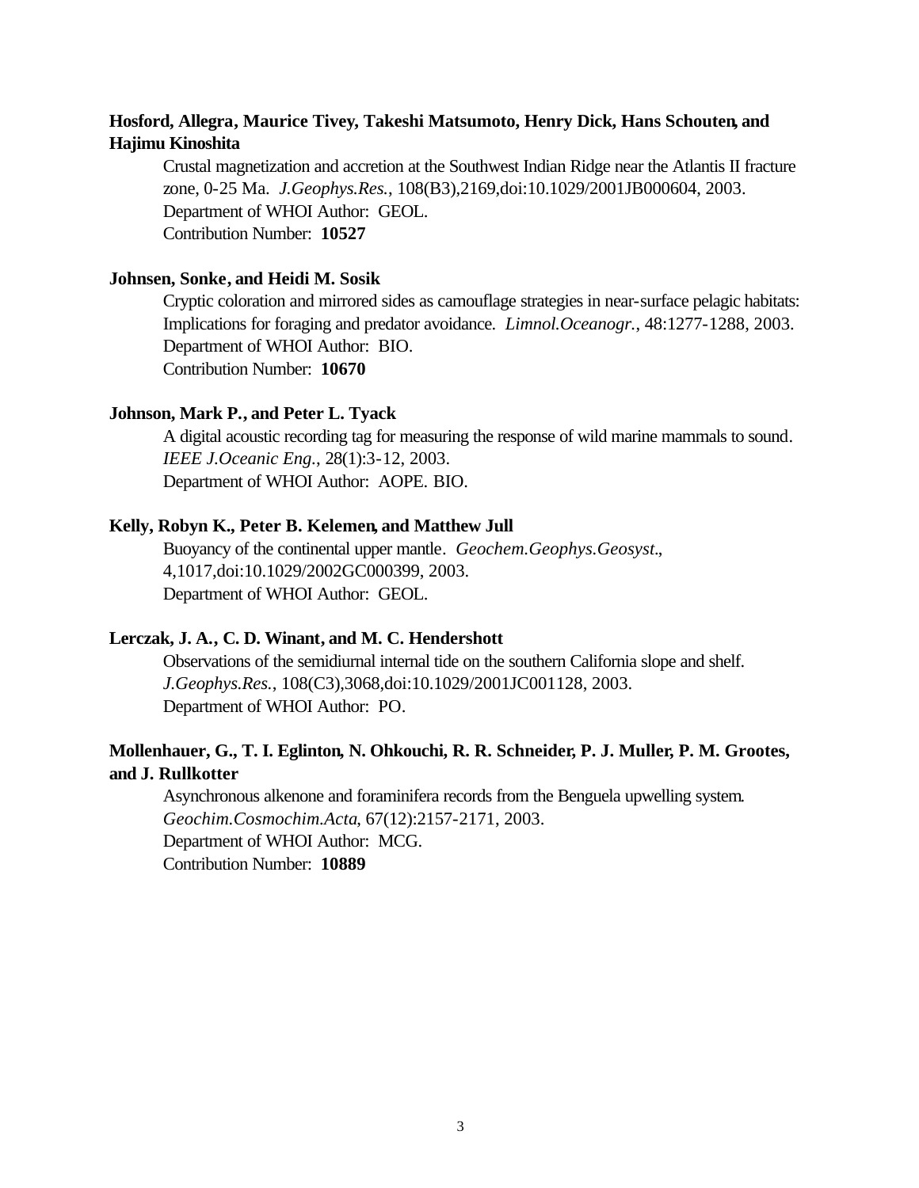**Hosford, Allegra, Maurice Tivey, Takeshi Matsumoto, Henry Dick, Hans Schouten, and Hajimu Kinoshita**

Crustal magnetization and accretion at the Southwest Indian Ridge near the Atlantis II fracture zone, 0-25 Ma. *J.Geophys.Res.*, 108(B3),2169,doi:10.1029/2001JB000604, 2003.
Department of WHOI Author: GEOL.
Contribution Number: **10527**

**Johnsen, Sonke, and Heidi M. Sosik**

Cryptic coloration and mirrored sides as camouflage strategies in near-surface pelagic habitats: Implications for foraging and predator avoidance. *Limnol.Oceanogr.*, 48:1277-1288, 2003.
Department of WHOI Author: BIO.
Contribution Number: **10670**

**Johnson, Mark P., and Peter L. Tyack**

A digital acoustic recording tag for measuring the response of wild marine mammals to sound. *IEEE J.Oceanic Eng.*, 28(1):3-12, 2003.
Department of WHOI Author: AOPE. BIO.

**Kelly, Robyn K., Peter B. Kelemen, and Matthew Jull**

Buoyancy of the continental upper mantle. *Geochem.Geophys.Geosyst.*, 4,1017,doi:10.1029/2002GC000399, 2003.
Department of WHOI Author: GEOL.

**Lerczak, J. A., C. D. Winant, and M. C. Hendershott**

Observations of the semidiurnal internal tide on the southern California slope and shelf. *J.Geophys.Res.*, 108(C3),3068,doi:10.1029/2001JC001128, 2003.
Department of WHOI Author: PO.

**Mollenhauer, G., T. I. Eglinton, N. Ohkouchi, R. R. Schneider, P. J. Muller, P. M. Grootes, and J. Rullkotter**

Asynchronous alkenone and foraminifera records from the Benguela upwelling system. *Geochim.Cosmochim.Acta*, 67(12):2157-2171, 2003.
Department of WHOI Author: MCG.
Contribution Number: **10889**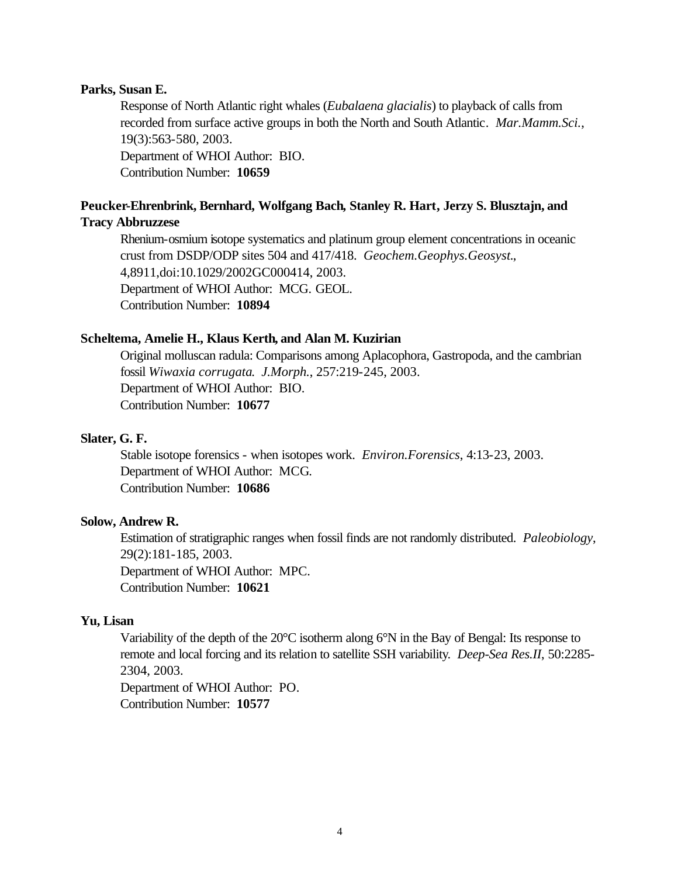**Parks, Susan E.**

Response of North Atlantic right whales (*Eubalaena glacialis*) to playback of calls from recorded from surface active groups in both the North and South Atlantic. *Mar.Mamm.Sci.*, 19(3):563-580, 2003.
Department of WHOI Author: BIO.
Contribution Number: **10659**

**Peucker-Ehrenbrink, Bernhard, Wolfgang Bach, Stanley R. Hart, Jerzy S. Blusztajn, and Tracy Abbruzzese**

Rhenium-osmium isotope systematics and platinum group element concentrations in oceanic crust from DSDP/ODP sites 504 and 417/418. *Geochem.Geophys.Geosyst.*, 4,8911,doi:10.1029/2002GC000414, 2003.
Department of WHOI Author: MCG. GEOL.
Contribution Number: **10894**

**Scheltema, Amelie H., Klaus Kerth, and Alan M. Kuzirian**

Original molluscan radula: Comparisons among Aplacophora, Gastropoda, and the cambrian fossil *Wiwaxia corrugata*. *J.Morph.*, 257:219-245, 2003.
Department of WHOI Author: BIO.
Contribution Number: **10677**

**Slater, G. F.**

Stable isotope forensics - when isotopes work. *Environ.Forensics*, 4:13-23, 2003.
Department of WHOI Author: MCG.
Contribution Number: **10686**

**Solow, Andrew R.**

Estimation of stratigraphic ranges when fossil finds are not randomly distributed. *Paleobiology*, 29(2):181-185, 2003.
Department of WHOI Author: MPC.
Contribution Number: **10621**

**Yu, Lisan**

Variability of the depth of the 20°C isotherm along 6°N in the Bay of Bengal: Its response to remote and local forcing and its relation to satellite SSH variability. *Deep-Sea Res.II*, 50:2285-2304, 2003.
Department of WHOI Author: PO.
Contribution Number: **10577**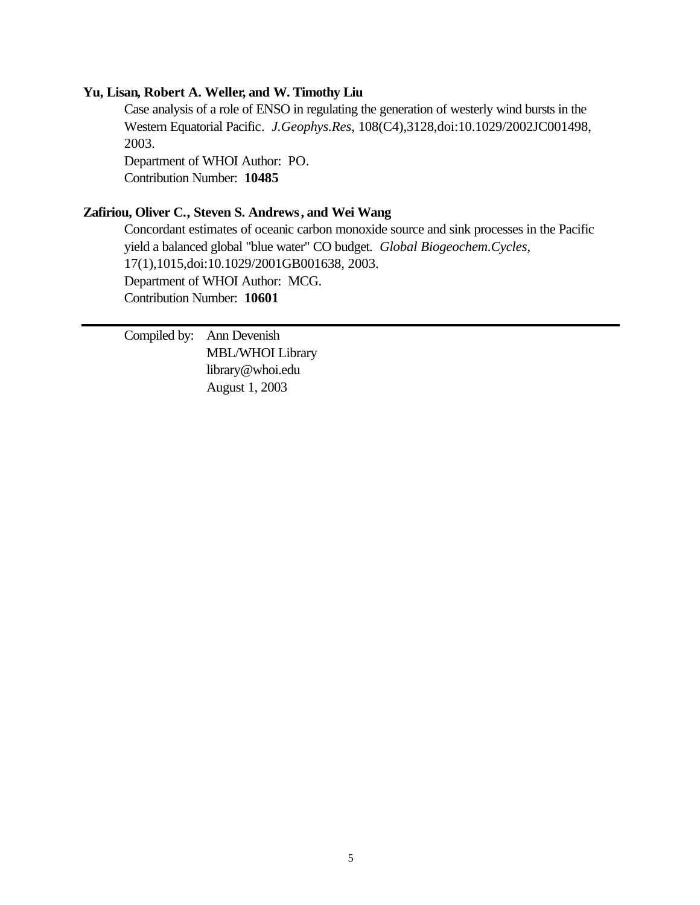**Yu, Lisan, Robert A. Weller, and W. Timothy Liu**

Case analysis of a role of ENSO in regulating the generation of westerly wind bursts in the Western Equatorial Pacific. *J.Geophys.Res*, 108(C4),3128,doi:10.1029/2002JC001498, 2003.
Department of WHOI Author: PO.
Contribution Number: **10485**

**Zafiriou, Oliver C., Steven S. Andrews, and Wei Wang**

Concordant estimates of oceanic carbon monoxide source and sink processes in the Pacific yield a balanced global "blue water" CO budget. *Global Biogeochem.Cycles*, 17(1),1015,doi:10.1029/2001GB001638, 2003.
Department of WHOI Author: MCG.
Contribution Number: **10601**

---

Compiled by: Ann Devenish
MBL/WHOI Library
library@whoi.edu
August 1, 2003